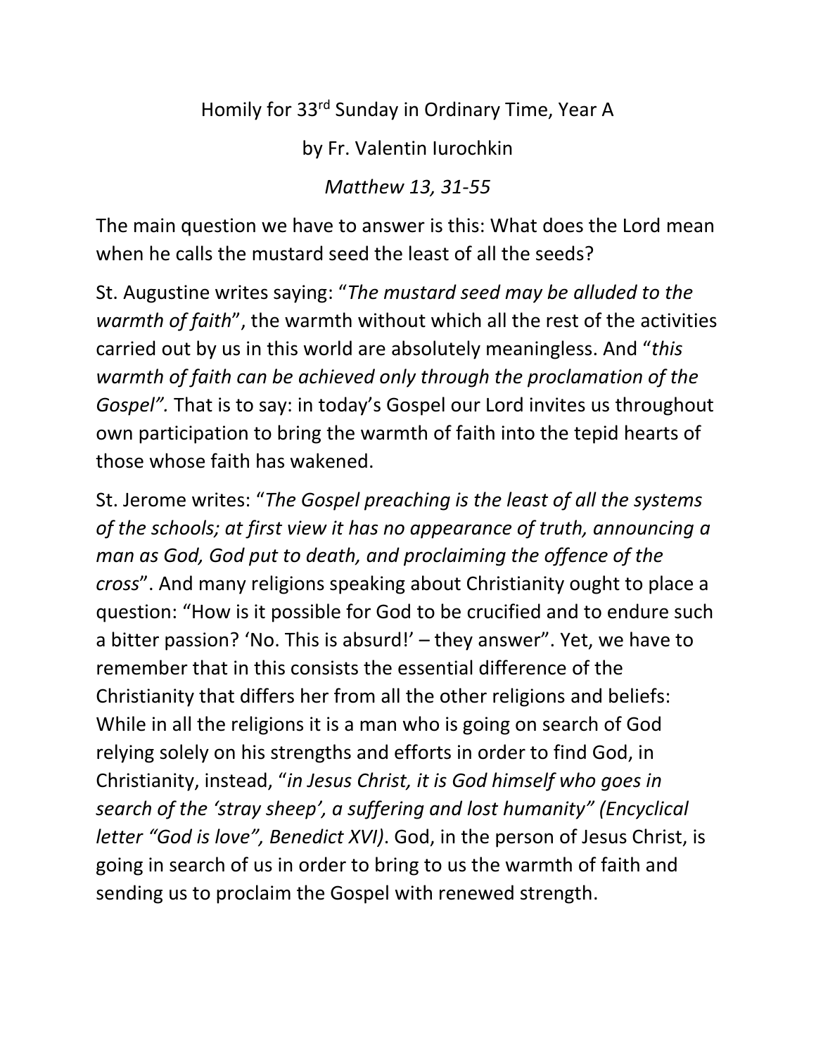Homily for 33rd Sunday in Ordinary Time, Year A

by Fr. Valentin Iurochkin

*Matthew 13, 31-55*

The main question we have to answer is this: What does the Lord mean when he calls the mustard seed the least of all the seeds?

St. Augustine writes saying: "*The mustard seed may be alluded to the warmth of faith*", the warmth without which all the rest of the activities carried out by us in this world are absolutely meaningless. And "*this warmth of faith can be achieved only through the proclamation of the Gospel".* That is to say: in today's Gospel our Lord invites us throughout own participation to bring the warmth of faith into the tepid hearts of those whose faith has wakened.

St. Jerome writes: "*The Gospel preaching is the least of all the systems of the schools; at first view it has no appearance of truth, announcing a man as God, God put to death, and proclaiming the offence of the cross*". And many religions speaking about Christianity ought to place a question: "How is it possible for God to be crucified and to endure such a bitter passion? 'No. This is absurd!' – they answer". Yet, we have to remember that in this consists the essential difference of the Christianity that differs her from all the other religions and beliefs: While in all the religions it is a man who is going on search of God relying solely on his strengths and efforts in order to find God, in Christianity, instead, "*in Jesus Christ, it is God himself who goes in search of the 'stray sheep', a suffering and lost humanity" (Encyclical letter "God is love", Benedict XVI)*. God, in the person of Jesus Christ, is going in search of us in order to bring to us the warmth of faith and sending us to proclaim the Gospel with renewed strength.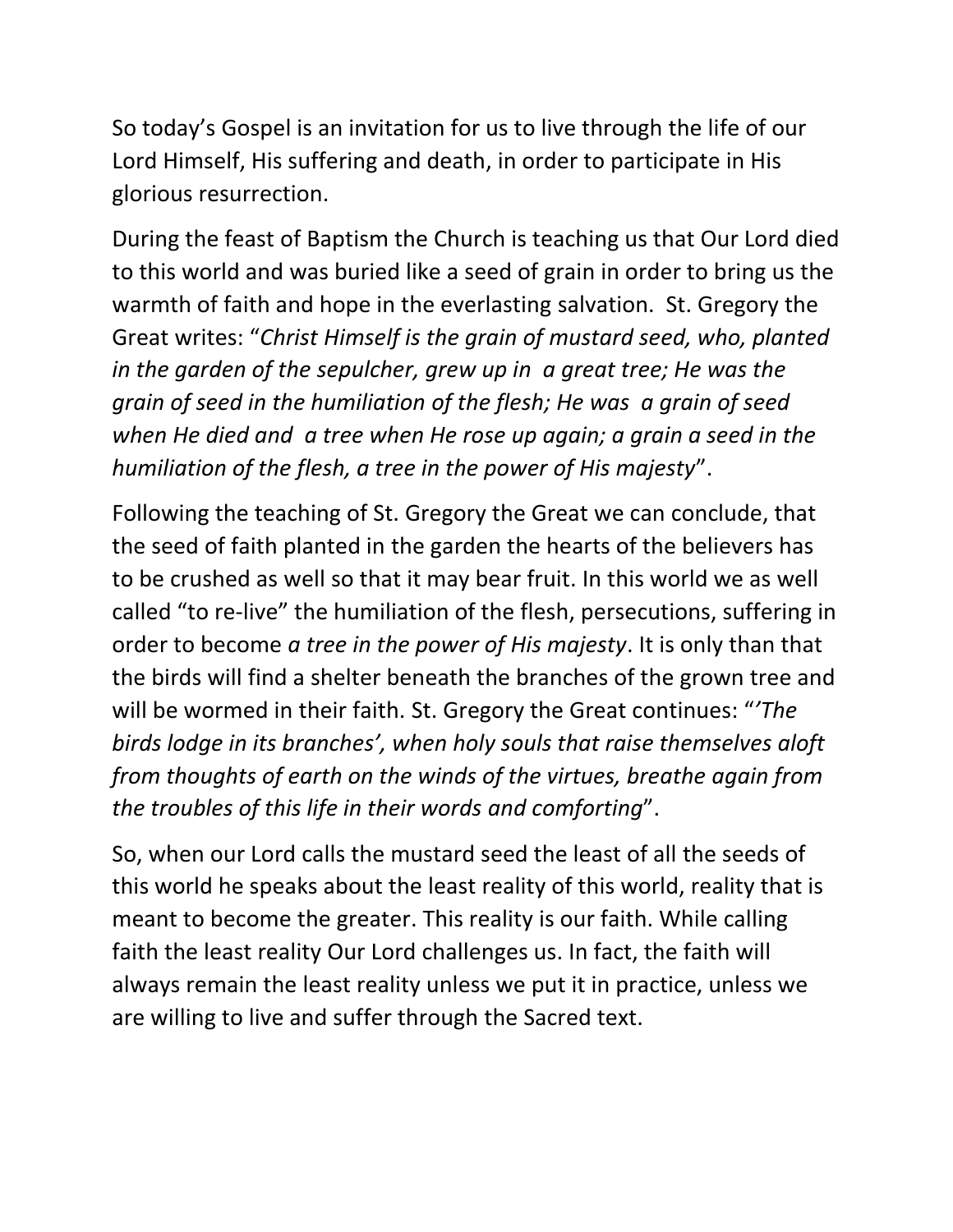So today's Gospel is an invitation for us to live through the life of our Lord Himself, His suffering and death, in order to participate in His glorious resurrection.

During the feast of Baptism the Church is teaching us that Our Lord died to this world and was buried like a seed of grain in order to bring us the warmth of faith and hope in the everlasting salvation. St. Gregory the Great writes: "*Christ Himself is the grain of mustard seed, who, planted in the garden of the sepulcher, grew up in a great tree; He was the grain of seed in the humiliation of the flesh; He was a grain of seed when He died and a tree when He rose up again; a grain a seed in the humiliation of the flesh, a tree in the power of His majesty*".

Following the teaching of St. Gregory the Great we can conclude, that the seed of faith planted in the garden the hearts of the believers has to be crushed as well so that it may bear fruit. In this world we as well called "to re-live" the humiliation of the flesh, persecutions, suffering in order to become *a tree in the power of His majesty*. It is only than that the birds will find a shelter beneath the branches of the grown tree and will be wormed in their faith. St. Gregory the Great continues: "*'The birds lodge in its branches', when holy souls that raise themselves aloft from thoughts of earth on the winds of the virtues, breathe again from the troubles of this life in their words and comforting*".

So, when our Lord calls the mustard seed the least of all the seeds of this world he speaks about the least reality of this world, reality that is meant to become the greater. This reality is our faith. While calling faith the least reality Our Lord challenges us. In fact, the faith will always remain the least reality unless we put it in practice, unless we are willing to live and suffer through the Sacred text.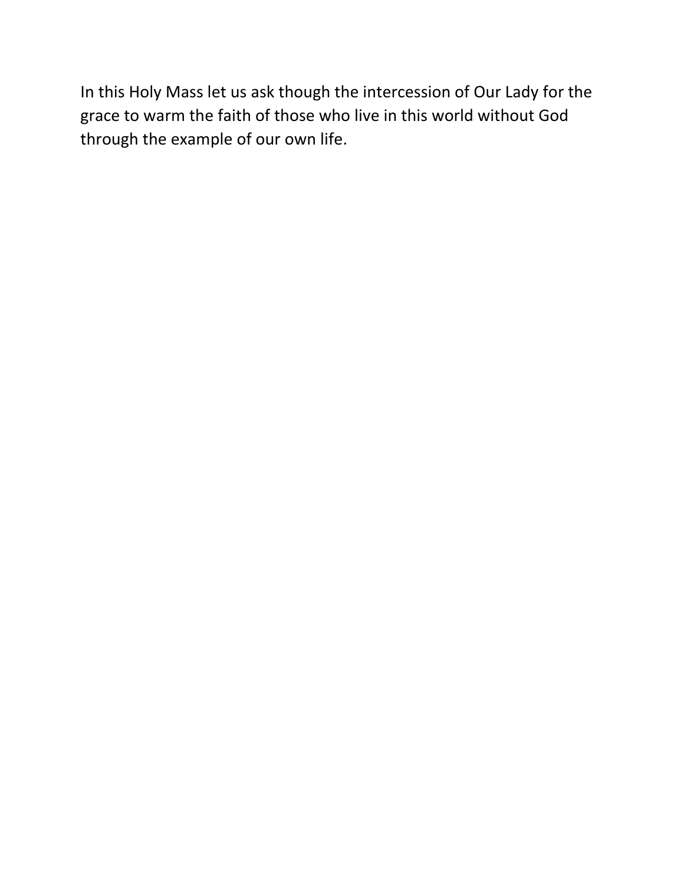In this Holy Mass let us ask though the intercession of Our Lady for the grace to warm the faith of those who live in this world without God through the example of our own life.